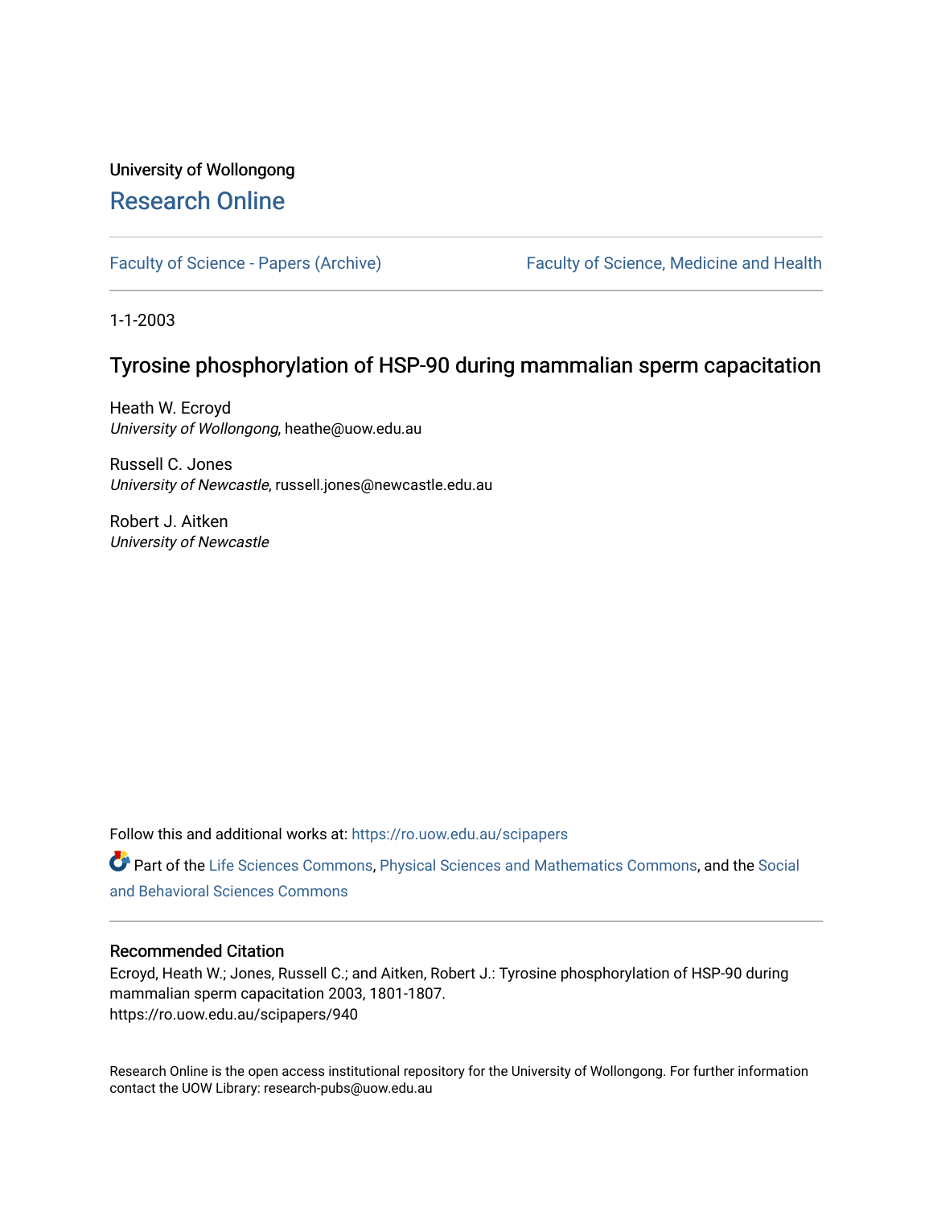University of Wollongong

# Research Online

Faculty of Science - Papers (Archive) | Faculty of Science, Medicine and Health

1-1-2003

## Tyrosine phosphorylation of HSP-90 during mammalian sperm capacitation

Heath W. Ecroyd
*University of Wollongong*, heathe@uow.edu.au

Russell C. Jones
*University of Newcastle*, russell.jones@newcastle.edu.au

Robert J. Aitken
*University of Newcastle*

Follow this and additional works at: https://ro.uow.edu.au/scipapers

Part of the Life Sciences Commons, Physical Sciences and Mathematics Commons, and the Social and Behavioral Sciences Commons

### Recommended Citation

Ecroyd, Heath W.; Jones, Russell C.; and Aitken, Robert J.: Tyrosine phosphorylation of HSP-90 during mammalian sperm capacitation 2003, 1801-1807.
https://ro.uow.edu.au/scipapers/940

Research Online is the open access institutional repository for the University of Wollongong. For further information contact the UOW Library: research-pubs@uow.edu.au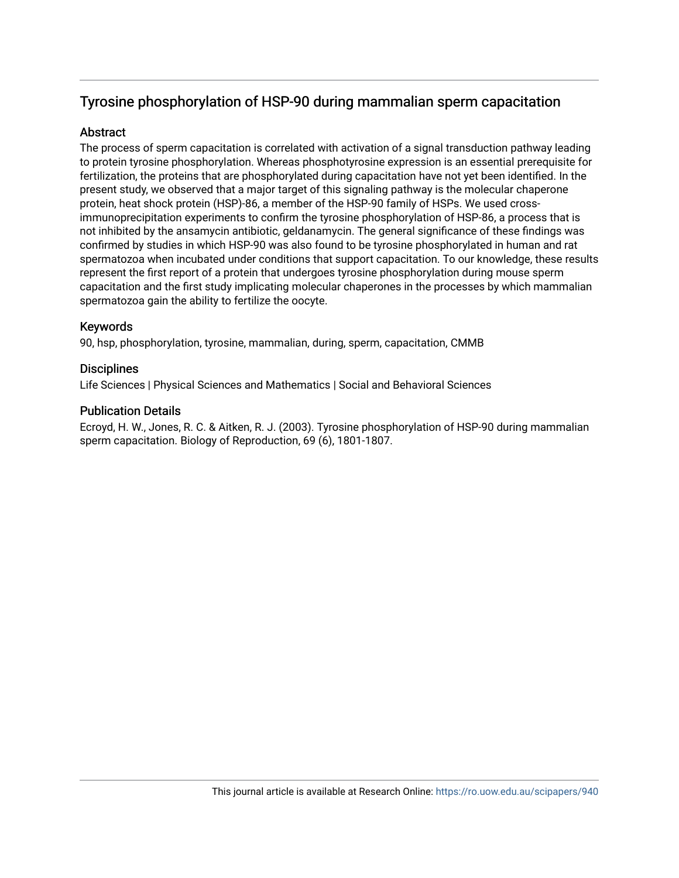## Tyrosine phosphorylation of HSP-90 during mammalian sperm capacitation

### Abstract

The process of sperm capacitation is correlated with activation of a signal transduction pathway leading to protein tyrosine phosphorylation. Whereas phosphotyrosine expression is an essential prerequisite for fertilization, the proteins that are phosphorylated during capacitation have not yet been identified. In the present study, we observed that a major target of this signaling pathway is the molecular chaperone protein, heat shock protein (HSP)-86, a member of the HSP-90 family of HSPs. We used cross-immunoprecipitation experiments to confirm the tyrosine phosphorylation of HSP-86, a process that is not inhibited by the ansamycin antibiotic, geldanamycin. The general significance of these findings was confirmed by studies in which HSP-90 was also found to be tyrosine phosphorylated in human and rat spermatozoa when incubated under conditions that support capacitation. To our knowledge, these results represent the first report of a protein that undergoes tyrosine phosphorylation during mouse sperm capacitation and the first study implicating molecular chaperones in the processes by which mammalian spermatozoa gain the ability to fertilize the oocyte.

### Keywords

90, hsp, phosphorylation, tyrosine, mammalian, during, sperm, capacitation, CMMB

### Disciplines

Life Sciences | Physical Sciences and Mathematics | Social and Behavioral Sciences

### Publication Details

Ecroyd, H. W., Jones, R. C. & Aitken, R. J. (2003). Tyrosine phosphorylation of HSP-90 during mammalian sperm capacitation. Biology of Reproduction, 69 (6), 1801-1807.

This journal article is available at Research Online: https://ro.uow.edu.au/scipapers/940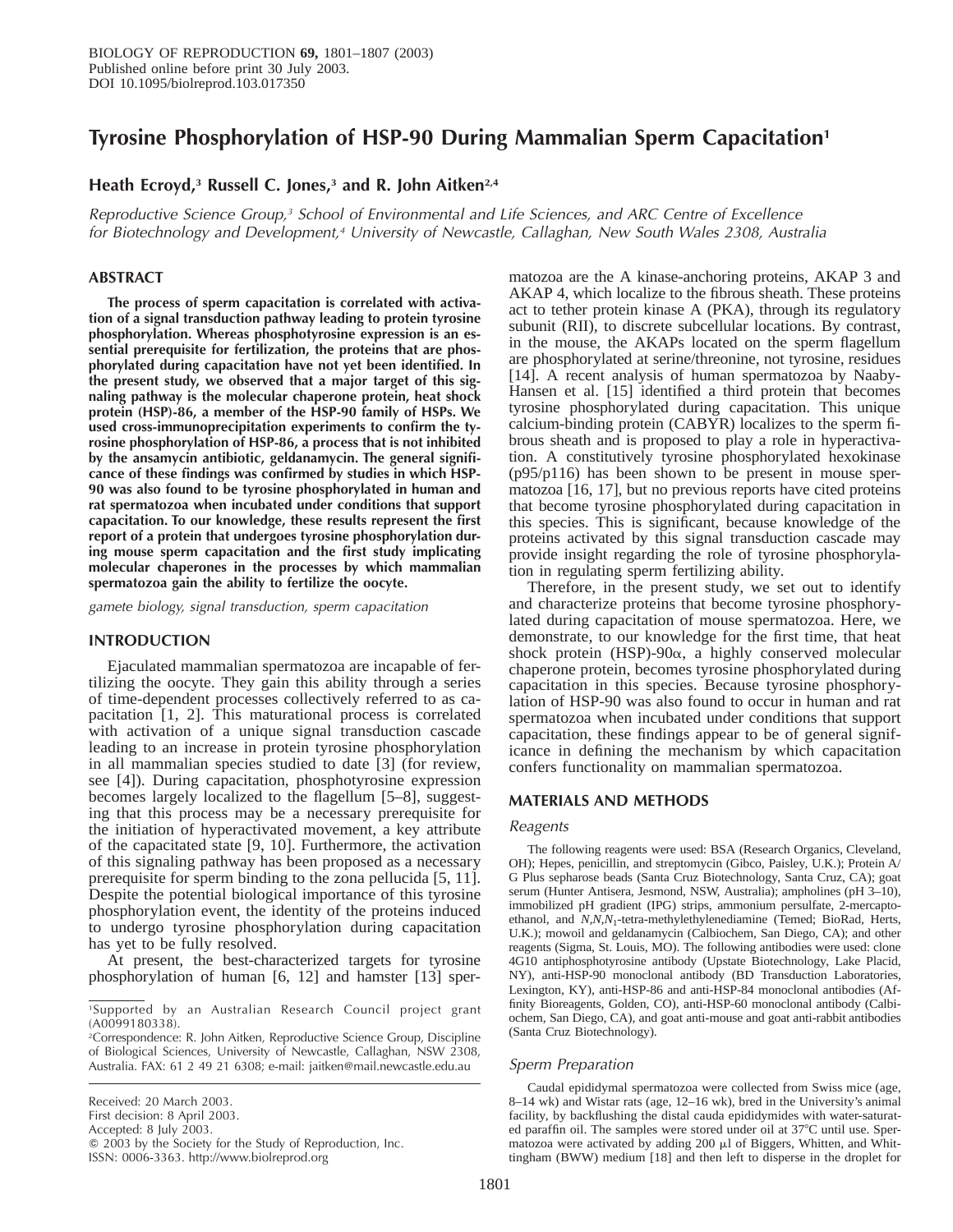# Tyrosine Phosphorylation of HSP-90 During Mammalian Sperm Capacitation[1]

**Heath Ecroyd,[3] Russell C. Jones,[3] and R. John Aitken[2,4]**

*Reproductive Science Group,[3] School of Environmental and Life Sciences, and ARC Centre of Excellence for Biotechnology and Development,[4] University of Newcastle, Callaghan, New South Wales 2308, Australia*

## ABSTRACT

**The process of sperm capacitation is correlated with activation of a signal transduction pathway leading to protein tyrosine phosphorylation. Whereas phosphotyrosine expression is an essential prerequisite for fertilization, the proteins that are phosphorylated during capacitation have not yet been identified. In the present study, we observed that a major target of this signaling pathway is the molecular chaperone protein, heat shock protein (HSP)-86, a member of the HSP-90 family of HSPs. We used cross-immunoprecipitation experiments to confirm the tyrosine phosphorylation of HSP-86, a process that is not inhibited by the ansamycin antibiotic, geldanamycin. The general significance of these findings was confirmed by studies in which HSP-90 was also found to be tyrosine phosphorylated in human and rat spermatozoa when incubated under conditions that support capacitation. To our knowledge, these results represent the first report of a protein that undergoes tyrosine phosphorylation during mouse sperm capacitation and the first study implicating molecular chaperones in the processes by which mammalian spermatozoa gain the ability to fertilize the oocyte.**

*gamete biology, signal transduction, sperm capacitation*

## INTRODUCTION

Ejaculated mammalian spermatozoa are incapable of fertilizing the oocyte. They gain this ability through a series of time-dependent processes collectively referred to as capacitation [1, 2]. This maturational process is correlated with activation of a unique signal transduction cascade leading to an increase in protein tyrosine phosphorylation in all mammalian species studied to date [3] (for review, see [4]). During capacitation, phosphotyrosine expression becomes largely localized to the flagellum [5–8], suggesting that this process may be a necessary prerequisite for the initiation of hyperactivated movement, a key attribute of the capacitated state [9, 10]. Furthermore, the activation of this signaling pathway has been proposed as a necessary prerequisite for sperm binding to the zona pellucida [5, 11]. Despite the potential biological importance of this tyrosine phosphorylation event, the identity of the proteins induced to undergo tyrosine phosphorylation during capacitation has yet to be fully resolved.

At present, the best-characterized targets for tyrosine phosphorylation of human [6, 12] and hamster [13] spermatozoa are the A kinase-anchoring proteins, AKAP 3 and AKAP 4, which localize to the fibrous sheath. These proteins act to tether protein kinase A (PKA), through its regulatory subunit (RII), to discrete subcellular locations. By contrast, in the mouse, the AKAPs located on the sperm flagellum are phosphorylated at serine/threonine, not tyrosine, residues [14]. A recent analysis of human spermatozoa by Naaby-Hansen et al. [15] identified a third protein that becomes tyrosine phosphorylated during capacitation. This unique calcium-binding protein (CABYR) localizes to the sperm fibrous sheath and is proposed to play a role in hyperactivation. A constitutively tyrosine phosphorylated hexokinase (p95/p116) has been shown to be present in mouse spermatozoa [16, 17], but no previous reports have cited proteins that become tyrosine phosphorylated during capacitation in this species. This is significant, because knowledge of the proteins activated by this signal transduction cascade may provide insight regarding the role of tyrosine phosphorylation in regulating sperm fertilizing ability.

Therefore, in the present study, we set out to identify and characterize proteins that become tyrosine phosphorylated during capacitation of mouse spermatozoa. Here, we demonstrate, to our knowledge for the first time, that heat shock protein (HSP)-90α, a highly conserved molecular chaperone protein, becomes tyrosine phosphorylated during capacitation in this species. Because tyrosine phosphorylation of HSP-90 was also found to occur in human and rat spermatozoa when incubated under conditions that support capacitation, these findings appear to be of general significance in defining the mechanism by which capacitation confers functionality on mammalian spermatozoa.

## MATERIALS AND METHODS

### *Reagents*

The following reagents were used: BSA (Research Organics, Cleveland, OH); Hepes, penicillin, and streptomycin (Gibco, Paisley, U.K.); Protein A/G Plus sepharose beads (Santa Cruz Biotechnology, Santa Cruz, CA); goat serum (Hunter Antisera, Jesmond, NSW, Australia); ampholines (pH 3–10), immobilized pH gradient (IPG) strips, ammonium persulfate, 2-mercaptoethanol, and *N*,*N*,$N_1$-tetra-methylethylenediamine (Temed; BioRad, Herts, U.K.); mowoil and geldanamycin (Calbiochem, San Diego, CA); and other reagents (Sigma, St. Louis, MO). The following antibodies were used: clone 4G10 antiphosphotyrosine antibody (Upstate Biotechnology, Lake Placid, NY), anti-HSP-90 monoclonal antibody (BD Transduction Laboratories, Lexington, KY), anti-HSP-86 and anti-HSP-84 monoclonal antibodies (Affinity Bioreagents, Golden, CO), anti-HSP-60 monoclonal antibody (Calbiochem, San Diego, CA), and goat anti-mouse and goat anti-rabbit antibodies (Santa Cruz Biotechnology).

### *Sperm Preparation*

Caudal epididymal spermatozoa were collected from Swiss mice (age, 8–14 wk) and Wistar rats (age, 12–16 wk), bred in the University's animal facility, by backflushing the distal cauda epididymides with water-saturated paraffin oil. The samples were stored under oil at 37°C until use. Spermatozoa were activated by adding 200 μl of Biggers, Whitten, and Whittingham (BWW) medium [18] and then left to disperse in the droplet for

---

[1]Supported by an Australian Research Council project grant (A0099180338).

[2]Correspondence: R. John Aitken, Reproductive Science Group, Discipline of Biological Sciences, University of Newcastle, Callaghan, NSW 2308, Australia. FAX: 61 2 49 21 6308; e-mail: jaitken@mail.newcastle.edu.au

Received: 20 March 2003.
First decision: 8 April 2003.
Accepted: 8 July 2003.
© 2003 by the Society for the Study of Reproduction, Inc.
ISSN: 0006-3363. http://www.biolreprod.org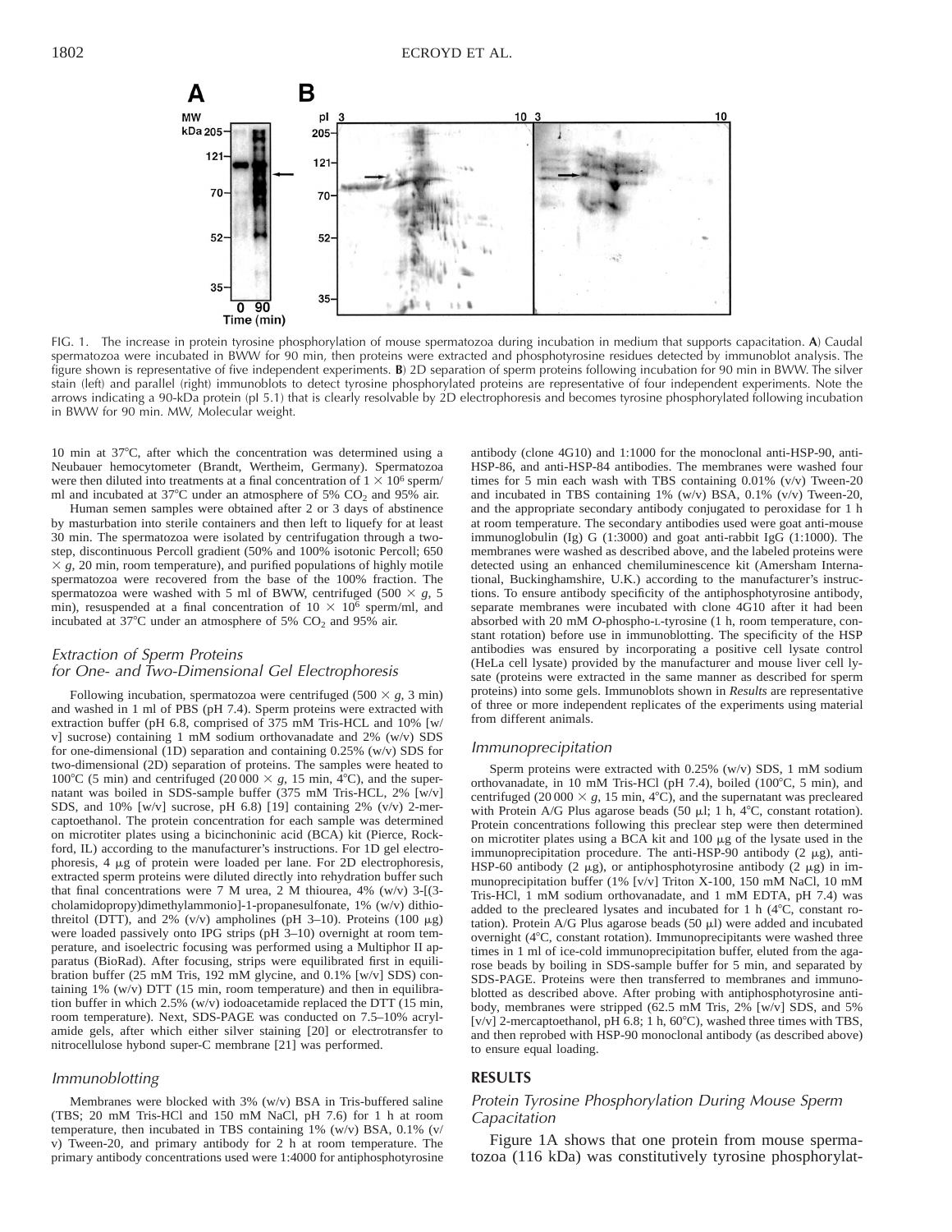FIG. 1. The increase in protein tyrosine phosphorylation of mouse spermatozoa during incubation in medium that supports capacitation. **A**) Caudal spermatozoa were incubated in BWW for 90 min, then proteins were extracted and phosphotyrosine residues detected by immunoblot analysis. The figure shown is representative of five independent experiments. **B**) 2D separation of sperm proteins following incubation for 90 min in BWW. The silver stain (left) and parallel (right) immunoblots to detect tyrosine phosphorylated proteins are representative of four independent experiments. Note the arrows indicating a 90-kDa protein (pI 5.1) that is clearly resolvable by 2D electrophoresis and becomes tyrosine phosphorylated following incubation in BWW for 90 min. MW, Molecular weight.

10 min at 37°C, after which the concentration was determined using a Neubauer hemocytometer (Brandt, Wertheim, Germany). Spermatozoa were then diluted into treatments at a final concentration of $1 \times 10^6$ sperm/ml and incubated at 37°C under an atmosphere of 5% $CO_2$ and 95% air.

Human semen samples were obtained after 2 or 3 days of abstinence by masturbation into sterile containers and then left to liquefy for at least 30 min. The spermatozoa were isolated by centrifugation through a two-step, discontinuous Percoll gradient (50% and 100% isotonic Percoll; 650 $\times$ *g*, 20 min, room temperature), and purified populations of highly motile spermatozoa were recovered from the base of the 100% fraction. The spermatozoa were washed with 5 ml of BWW, centrifuged (500 $\times$ *g*, 5 min), resuspended at a final concentration of $10 \times 10^6$ sperm/ml, and incubated at 37°C under an atmosphere of 5% $CO_2$ and 95% air.

### *Extraction of Sperm Proteins for One- and Two-Dimensional Gel Electrophoresis*

Following incubation, spermatozoa were centrifuged (500 $\times$ *g*, 3 min) and washed in 1 ml of PBS (pH 7.4). Sperm proteins were extracted with extraction buffer (pH 6.8, comprised of 375 mM Tris-HCL and 10% [w/v] sucrose) containing 1 mM sodium orthovanadate and 2% (w/v) SDS for one-dimensional (1D) separation and containing 0.25% (w/v) SDS for two-dimensional (2D) separation of proteins. The samples were heated to 100°C (5 min) and centrifuged (20 000 $\times$ *g*, 15 min, 4°C), and the supernatant was boiled in SDS-sample buffer (375 mM Tris-HCL, 2% [w/v] SDS, and 10% [w/v] sucrose, pH 6.8) [19] containing 2% (v/v) 2-mercaptoethanol. The protein concentration for each sample was determined on microtiter plates using a bicinchoninic acid (BCA) kit (Pierce, Rockford, IL) according to the manufacturer's instructions. For 1D gel electrophoresis, 4 μg of protein were loaded per lane. For 2D electrophoresis, extracted sperm proteins were diluted directly into rehydration buffer such that final concentrations were 7 M urea, 2 M thiourea, 4% (w/v) 3-[(3-cholamidopropy)dimethylammonio]-1-propanesulfonate, 1% (w/v) dithiothreitol (DTT), and 2% (v/v) ampholines (pH 3–10). Proteins (100 μg) were loaded passively onto IPG strips (pH 3–10) overnight at room temperature, and isoelectric focusing was performed using a Multiphor II apparatus (BioRad). After focusing, strips were equilibrated first in equilibration buffer (25 mM Tris, 192 mM glycine, and 0.1% [w/v] SDS) containing 1% (w/v) DTT (15 min, room temperature) and then in equilibration buffer in which 2.5% (w/v) iodoacetamide replaced the DTT (15 min, room temperature). Next, SDS-PAGE was conducted on 7.5–10% acrylamide gels, after which either silver staining [20] or electrotransfer to nitrocellulose hybond super-C membrane [21] was performed.

### *Immunoblotting*

Membranes were blocked with 3% (w/v) BSA in Tris-buffered saline (TBS; 20 mM Tris-HCl and 150 mM NaCl, pH 7.6) for 1 h at room temperature, then incubated in TBS containing 1% (w/v) BSA, 0.1% (v/v) Tween-20, and primary antibody for 2 h at room temperature. The primary antibody concentrations used were 1:4000 for antiphosphotyrosine antibody (clone 4G10) and 1:1000 for the monoclonal anti-HSP-90, anti-HSP-86, and anti-HSP-84 antibodies. The membranes were washed four times for 5 min each wash with TBS containing 0.01% (v/v) Tween-20 and incubated in TBS containing 1% (w/v) BSA, 0.1% (v/v) Tween-20, and the appropriate secondary antibody conjugated to peroxidase for 1 h at room temperature. The secondary antibodies used were goat anti-mouse immunoglobulin (Ig) G (1:3000) and goat anti-rabbit IgG (1:1000). The membranes were washed as described above, and the labeled proteins were detected using an enhanced chemiluminescence kit (Amersham International, Buckinghamshire, U.K.) according to the manufacturer's instructions. To ensure antibody specificity of the antiphosphotyrosine antibody, separate membranes were incubated with clone 4G10 after it had been absorbed with 20 mM *O*-phospho-L-tyrosine (1 h, room temperature, constant rotation) before use in immunoblotting. The specificity of the HSP antibodies was ensured by incorporating a positive cell lysate control (HeLa cell lysate) provided by the manufacturer and mouse liver cell lysate (proteins were extracted in the same manner as described for sperm proteins) into some gels. Immunoblots shown in *Results* are representative of three or more independent replicates of the experiments using material from different animals.

### *Immunoprecipitation*

Sperm proteins were extracted with 0.25% (w/v) SDS, 1 mM sodium orthovanadate, in 10 mM Tris-HCl (pH 7.4), boiled (100°C, 5 min), and centrifuged (20 000 $\times$ *g*, 15 min, 4°C), and the supernatant was precleared with Protein A/G Plus agarose beads (50 μl; 1 h, 4°C, constant rotation). Protein concentrations following this preclear step were then determined on microtiter plates using a BCA kit and 100 μg of the lysate used in the immunoprecipitation procedure. The anti-HSP-90 antibody (2 μg), anti-HSP-60 antibody (2 μg), or antiphosphotyrosine antibody (2 μg) in immunoprecipitation buffer (1% [v/v] Triton X-100, 150 mM NaCl, 10 mM Tris-HCl, 1 mM sodium orthovanadate, and 1 mM EDTA, pH 7.4) was added to the precleared lysates and incubated for 1 h (4°C, constant rotation). Protein A/G Plus agarose beads (50 μl) were added and incubated overnight (4°C, constant rotation). Immunoprecipitants were washed three times in 1 ml of ice-cold immunoprecipitation buffer, eluted from the agarose beads by boiling in SDS-sample buffer for 5 min, and separated by SDS-PAGE. Proteins were then transferred to membranes and immunoblotted as described above. After probing with antiphosphotyrosine antibody, membranes were stripped (62.5 mM Tris, 2% [w/v] SDS, and 5% [v/v] 2-mercaptoethanol, pH 6.8; 1 h, 60°C), washed three times with TBS, and then reprobed with HSP-90 monoclonal antibody (as described above) to ensure equal loading.

## RESULTS

### *Protein Tyrosine Phosphorylation During Mouse Sperm Capacitation*

Figure 1A shows that one protein from mouse spermatozoa (116 kDa) was constitutively tyrosine phosphorylat-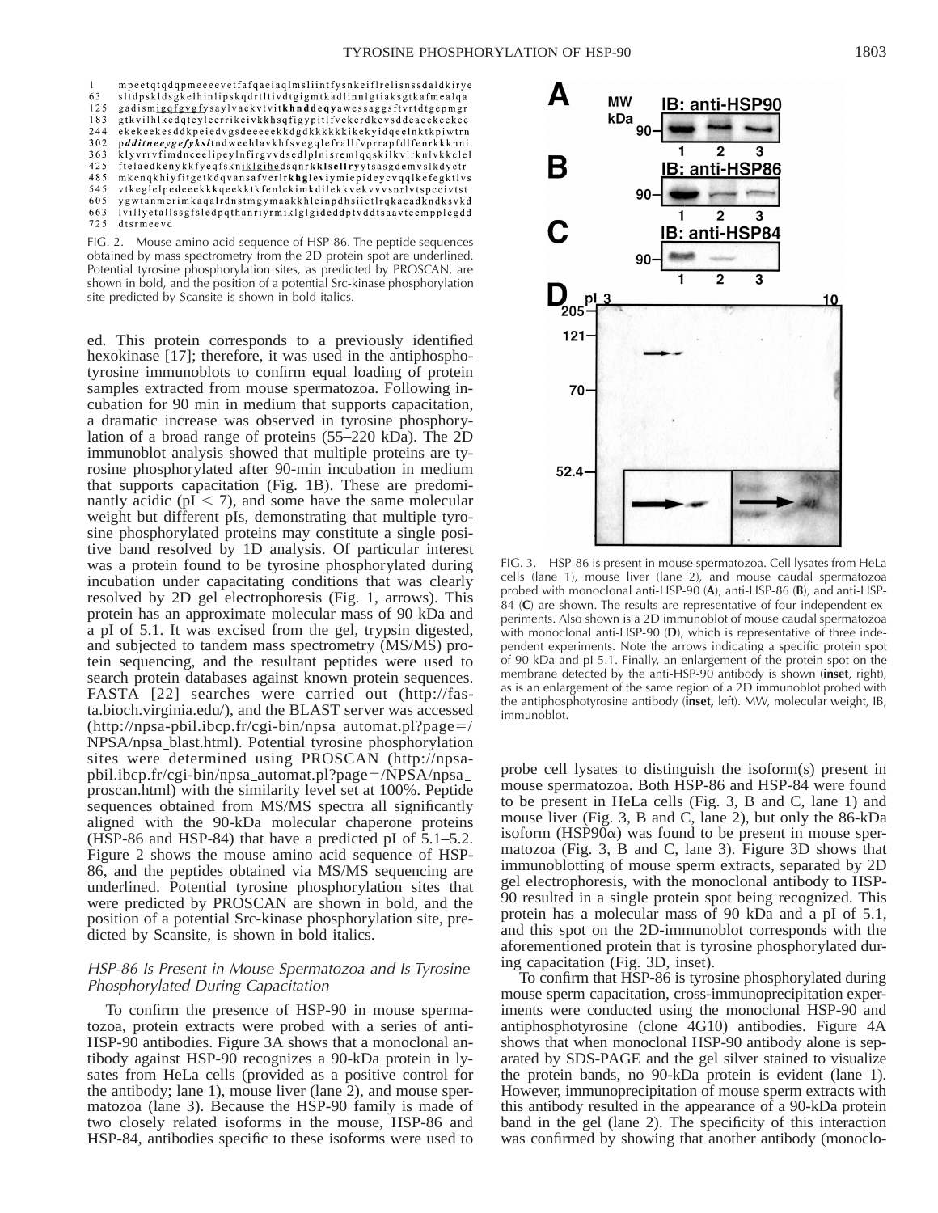```
1    mpeetqtqdqpmeeeevetfafqaeiaqlmsliintfysnkeiflrelisnssdaldkirye
63   sltdpskldsgkelhinlipskqdrtltivdtgigmtkadlinnlgtiaksgtkafmealqa
125  gadismigqfgvgfysaylvaekvtvitkhnddeqyawessaggsftvrtdtgepmgr
183  gtkvilhlkedqteyleerrikeivkkhsqfigypitlfvekerdkevsddeaeekeekee
244  ekekeekesddkpeiedvgsdeeeeekkdgdkkkkkkikekyidqeelnktkpiwtrn
302  pdditneeygefykslt ndweehlavkhfsvegqlefrallfvprrapfdlfenrkkknni
363  klyvrrvfimdnceelipeylnfirgvvdsedlplnisremlqqskilkvirknlvkkclel
425  ftelaedkenykkfyeqfsknikIgihedsqnrkklsellryytsasgdemvslkdyctr
485  mkenqkhiyfitgetkdqvansafverlrkhglevіymiepideycvqqlkefegktlvs
545  vtkeglelpedeeekkkqeekktkfenlckimkdilekkvekvvvsnrlvtspccivtst
605  ygwtanmerimkaqalrdnstmgymaakkhleinpdhsiietlrqkaeadkndksvkd
663  lvillyetallssgfsledpqthanriyrmiklglgideddptvddtsaavteempplegdd
725  dtsrmeevd
```

FIG. 2. Mouse amino acid sequence of HSP-86. The peptide sequences obtained by mass spectrometry from the 2D protein spot are underlined. Potential tyrosine phosphorylation sites, as predicted by PROSCAN, are shown in bold, and the position of a potential Src-kinase phosphorylation site predicted by Scansite is shown in bold italics.

ed. This protein corresponds to a previously identified hexokinase [17]; therefore, it was used in the antiphosphotyrosine immunoblots to confirm equal loading of protein samples extracted from mouse spermatozoa. Following incubation for 90 min in medium that supports capacitation, a dramatic increase was observed in tyrosine phosphorylation of a broad range of proteins (55–220 kDa). The 2D immunoblot analysis showed that multiple proteins are tyrosine phosphorylated after 90-min incubation in medium that supports capacitation (Fig. 1B). These are predominantly acidic (pI $< 7$), and some have the same molecular weight but different pIs, demonstrating that multiple tyrosine phosphorylated proteins may constitute a single positive band resolved by 1D analysis. Of particular interest was a protein found to be tyrosine phosphorylated during incubation under capacitating conditions that was clearly resolved by 2D gel electrophoresis (Fig. 1, arrows). This protein has an approximate molecular mass of 90 kDa and a pI of 5.1. It was excised from the gel, trypsin digested, and subjected to tandem mass spectrometry (MS/MS) protein sequencing, and the resultant peptides were used to search protein databases against known protein sequences. FASTA [22] searches were carried out (http://fasta.bioch.virginia.edu/), and the BLAST server was accessed (http://npsa-pbil.ibcp.fr/cgi-bin/npsa_automat.pl?page=/NPSA/npsa_blast.html). Potential tyrosine phosphorylation sites were determined using PROSCAN (http://npsa-pbil.ibcp.fr/cgi-bin/npsa_automat.pl?page=/NPSA/npsa_proscan.html) with the similarity level set at 100%. Peptide sequences obtained from MS/MS spectra all significantly aligned with the 90-kDa molecular chaperone proteins (HSP-86 and HSP-84) that have a predicted pI of 5.1–5.2. Figure 2 shows the mouse amino acid sequence of HSP-86, and the peptides obtained via MS/MS sequencing are underlined. Potential tyrosine phosphorylation sites that were predicted by PROSCAN are shown in bold, and the position of a potential Src-kinase phosphorylation site, predicted by Scansite, is shown in bold italics.

### *HSP-86 Is Present in Mouse Spermatozoa and Is Tyrosine Phosphorylated During Capacitation*

To confirm the presence of HSP-90 in mouse spermatozoa, protein extracts were probed with a series of anti-HSP-90 antibodies. Figure 3A shows that a monoclonal antibody against HSP-90 recognizes a 90-kDa protein in lysates from HeLa cells (provided as a positive control for the antibody; lane 1), mouse liver (lane 2), and mouse spermatozoa (lane 3). Because the HSP-90 family is made of two closely related isoforms in the mouse, HSP-86 and HSP-84, antibodies specific to these isoforms were used to probe cell lysates to distinguish the isoform(s) present in mouse spermatozoa. Both HSP-86 and HSP-84 were found to be present in HeLa cells (Fig. 3, B and C, lane 1) and mouse liver (Fig. 3, B and C, lane 2), but only the 86-kDa isoform (HSP90$\alpha$) was found to be present in mouse spermatozoa (Fig. 3, B and C, lane 3). Figure 3D shows that immunoblotting of mouse sperm extracts, separated by 2D gel electrophoresis, with the monoclonal antibody to HSP-90 resulted in a single protein spot being recognized. This protein has a molecular mass of 90 kDa and a pI of 5.1, and this spot on the 2D-immunoblot corresponds with the aforementioned protein that is tyrosine phosphorylated during capacitation (Fig. 3D, inset).

FIG. 3. HSP-86 is present in mouse spermatozoa. Cell lysates from HeLa cells (lane 1), mouse liver (lane 2), and mouse caudal spermatozoa probed with monoclonal anti-HSP-90 (**A**), anti-HSP-86 (**B**), and anti-HSP-84 (**C**) are shown. The results are representative of four independent experiments. Also shown is a 2D immunoblot of mouse caudal spermatozoa with monoclonal anti-HSP-90 (**D**), which is representative of three independent experiments. Note the arrows indicating a specific protein spot of 90 kDa and pI 5.1. Finally, an enlargement of the protein spot on the membrane detected by the anti-HSP-90 antibody is shown (**inset**, right), as is an enlargement of the same region of a 2D immunoblot probed with the antiphosphotyrosine antibody (**inset,** left). MW, molecular weight, IB, immunoblot.

To confirm that HSP-86 is tyrosine phosphorylated during mouse sperm capacitation, cross-immunoprecipitation experiments were conducted using the monoclonal HSP-90 and antiphosphotyrosine (clone 4G10) antibodies. Figure 4A shows that when monoclonal HSP-90 antibody alone is separated by SDS-PAGE and the gel silver stained to visualize the protein bands, no 90-kDa protein is evident (lane 1). However, immunoprecipitation of mouse sperm extracts with this antibody resulted in the appearance of a 90-kDa protein band in the gel (lane 2). The specificity of this interaction was confirmed by showing that another antibody (monoclo-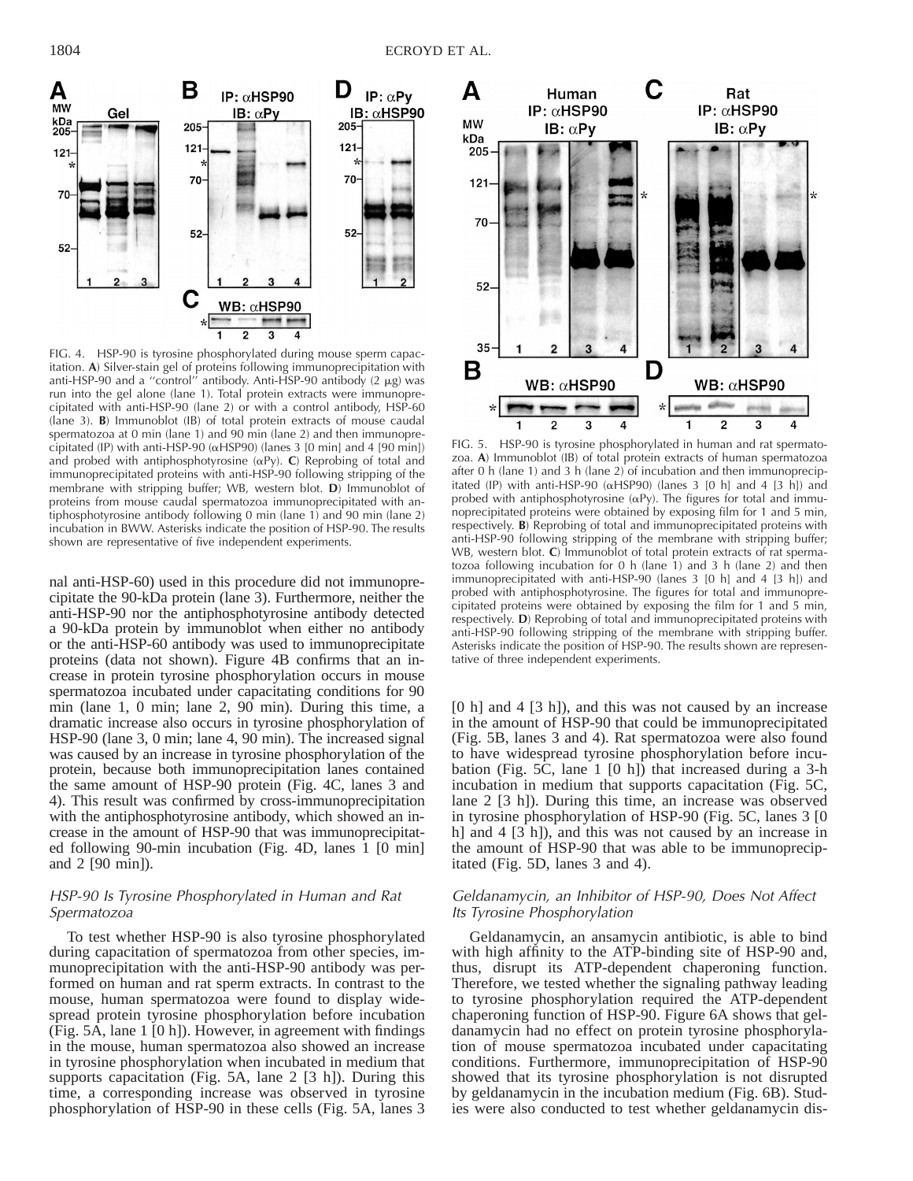FIG. 4. HSP-90 is tyrosine phosphorylated during mouse sperm capacitation. **A**) Silver-stain gel of proteins following immunoprecipitation with anti-HSP-90 and a "control" antibody. Anti-HSP-90 antibody (2 μg) was run into the gel alone (lane 1). Total protein extracts were immunoprecipitated with anti-HSP-90 (lane 2) or with a control antibody, HSP-60 (lane 3). **B**) Immunoblot (IB) of total protein extracts of mouse caudal spermatozoa at 0 min (lane 1) and 90 min (lane 2) and then immunoprecipitated (IP) with anti-HSP-90 (αHSP90) (lanes 3 [0 min] and 4 [90 min]) and probed with antiphosphotyrosine (αPy). **C**) Reprobing of total and immunoprecipitated proteins with anti-HSP-90 following stripping of the membrane with stripping buffer; WB, western blot. **D**) Immunoblot of proteins from mouse caudal spermatozoa immunoprecipitated with antiphosphotyrosine antibody following 0 min (lane 1) and 90 min (lane 2) incubation in BWW. Asterisks indicate the position of HSP-90. The results shown are representative of five independent experiments.

FIG. 5. HSP-90 is tyrosine phosphorylated in human and rat spermatozoa. **A**) Immunoblot (IB) of total protein extracts of human spermatozoa after 0 h (lane 1) and 3 h (lane 2) of incubation and then immunoprecipitated (IP) with anti-HSP-90 (αHSP90) (lanes 3 [0 h] and 4 [3 h]) and probed with antiphosphotyrosine (αPy). The figures for total and immunoprecipitated proteins were obtained by exposing film for 1 and 5 min, respectively. **B**) Reprobing of total and immunoprecipitated proteins with anti-HSP-90 following stripping of the membrane with stripping buffer; WB, western blot. **C**) Immunoblot of total protein extracts of rat spermatozoa following incubation for 0 h (lane 1) and 3 h (lane 2) and then immunoprecipitated with anti-HSP-90 (lanes 3 [0 h] and 4 [3 h]) and probed with antiphosphotyrosine. The figures for total and immunoprecipitated proteins were obtained by exposing the film for 1 and 5 min, respectively. **D**) Reprobing of total and immunoprecipitated proteins with anti-HSP-90 following stripping of the membrane with stripping buffer. Asterisks indicate the position of HSP-90. The results shown are representative of three independent experiments.

nal anti-HSP-60) used in this procedure did not immunoprecipitate the 90-kDa protein (lane 3). Furthermore, neither the anti-HSP-90 nor the antiphosphotyrosine antibody detected a 90-kDa protein by immunoblot when either no antibody or the anti-HSP-60 antibody was used to immunoprecipitate proteins (data not shown). Figure 4B confirms that an increase in protein tyrosine phosphorylation occurs in mouse spermatozoa incubated under capacitating conditions for 90 min (lane 1, 0 min; lane 2, 90 min). During this time, a dramatic increase also occurs in tyrosine phosphorylation of HSP-90 (lane 3, 0 min; lane 4, 90 min). The increased signal was caused by an increase in tyrosine phosphorylation of the protein, because both immunoprecipitation lanes contained the same amount of HSP-90 protein (Fig. 4C, lanes 3 and 4). This result was confirmed by cross-immunoprecipitation with the antiphosphotyrosine antibody, which showed an increase in the amount of HSP-90 that was immunoprecipitated following 90-min incubation (Fig. 4D, lanes 1 [0 min] and 2 [90 min]).

### *HSP-90 Is Tyrosine Phosphorylated in Human and Rat Spermatozoa*

To test whether HSP-90 is also tyrosine phosphorylated during capacitation of spermatozoa from other species, immunoprecipitation with the anti-HSP-90 antibody was performed on human and rat sperm extracts. In contrast to the mouse, human spermatozoa were found to display widespread protein tyrosine phosphorylation before incubation (Fig. 5A, lane 1 [0 h]). However, in agreement with findings in the mouse, human spermatozoa also showed an increase in tyrosine phosphorylation when incubated in medium that supports capacitation (Fig. 5A, lane 2 [3 h]). During this time, a corresponding increase was observed in tyrosine phosphorylation of HSP-90 in these cells (Fig. 5A, lanes 3 [0 h] and 4 [3 h]), and this was not caused by an increase in the amount of HSP-90 that could be immunoprecipitated (Fig. 5B, lanes 3 and 4). Rat spermatozoa were also found to have widespread tyrosine phosphorylation before incubation (Fig. 5C, lane 1 [0 h]) that increased during a 3-h incubation in medium that supports capacitation (Fig. 5C, lane 2 [3 h]). During this time, an increase was observed in tyrosine phosphorylation of HSP-90 (Fig. 5C, lanes 3 [0 h] and 4 [3 h]), and this was not caused by an increase in the amount of HSP-90 that was able to be immunoprecipitated (Fig. 5D, lanes 3 and 4).

### *Geldanamycin, an Inhibitor of HSP-90, Does Not Affect Its Tyrosine Phosphorylation*

Geldanamycin, an ansamycin antibiotic, is able to bind with high affinity to the ATP-binding site of HSP-90 and, thus, disrupt its ATP-dependent chaperoning function. Therefore, we tested whether the signaling pathway leading to tyrosine phosphorylation required the ATP-dependent chaperoning function of HSP-90. Figure 6A shows that geldanamycin had no effect on protein tyrosine phosphorylation of mouse spermatozoa incubated under capacitating conditions. Furthermore, immunoprecipitation of HSP-90 showed that its tyrosine phosphorylation is not disrupted by geldanamycin in the incubation medium (Fig. 6B). Studies were also conducted to test whether geldanamycin dis-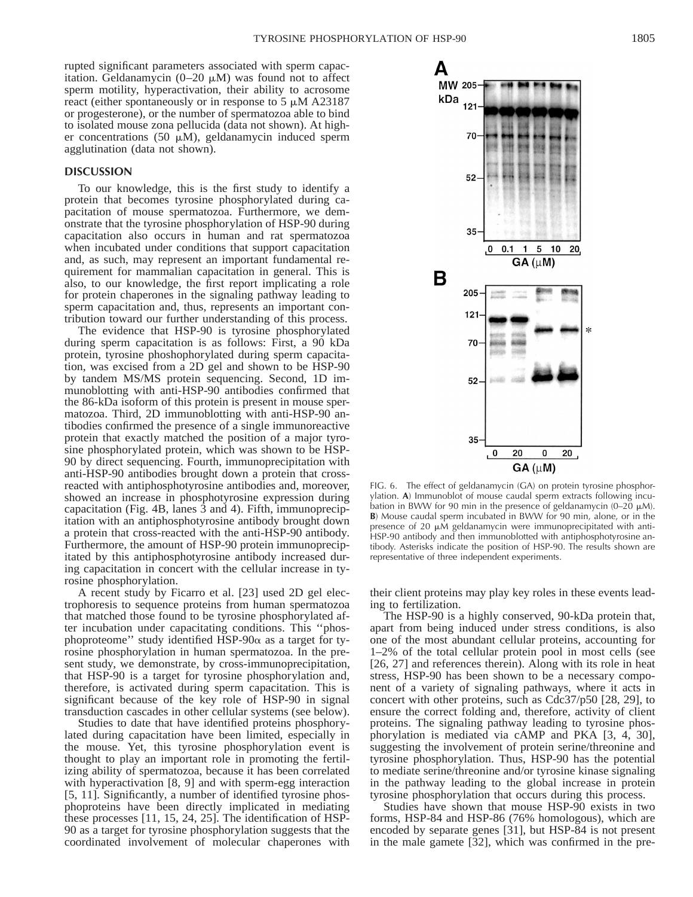rupted significant parameters associated with sperm capacitation. Geldanamycin (0–20 μM) was found not to affect sperm motility, hyperactivation, their ability to acrosome react (either spontaneously or in response to 5 μM A23187 or progesterone), or the number of spermatozoa able to bind to isolated mouse zona pellucida (data not shown). At higher concentrations (50 μM), geldanamycin induced sperm agglutination (data not shown).

## DISCUSSION

To our knowledge, this is the first study to identify a protein that becomes tyrosine phosphorylated during capacitation of mouse spermatozoa. Furthermore, we demonstrate that the tyrosine phosphorylation of HSP-90 during capacitation also occurs in human and rat spermatozoa when incubated under conditions that support capacitation and, as such, may represent an important fundamental requirement for mammalian capacitation in general. This is also, to our knowledge, the first report implicating a role for protein chaperones in the signaling pathway leading to sperm capacitation and, thus, represents an important contribution toward our further understanding of this process.

The evidence that HSP-90 is tyrosine phosphorylated during sperm capacitation is as follows: First, a 90 kDa protein, tyrosine phoshophorylated during sperm capacitation, was excised from a 2D gel and shown to be HSP-90 by tandem MS/MS protein sequencing. Second, 1D immunoblotting with anti-HSP-90 antibodies confirmed that the 86-kDa isoform of this protein is present in mouse spermatozoa. Third, 2D immunoblotting with anti-HSP-90 antibodies confirmed the presence of a single immunoreactive protein that exactly matched the position of a major tyrosine phosphorylated protein, which was shown to be HSP-90 by direct sequencing. Fourth, immunoprecipitation with anti-HSP-90 antibodies brought down a protein that cross-reacted with antiphosphotyrosine antibodies and, moreover, showed an increase in phosphotyrosine expression during capacitation (Fig. 4B, lanes 3 and 4). Fifth, immunoprecipitation with an antiphosphotyrosine antibody brought down a protein that cross-reacted with the anti-HSP-90 antibody. Furthermore, the amount of HSP-90 protein immunoprecipitated by this antiphosphotyrosine antibody increased during capacitation in concert with the cellular increase in tyrosine phosphorylation.

A recent study by Ficarro et al. [23] used 2D gel electrophoresis to sequence proteins from human spermatozoa that matched those found to be tyrosine phosphorylated after incubation under capacitating conditions. This "phosphoproteome" study identified HSP-90α as a target for tyrosine phosphorylation in human spermatozoa. In the present study, we demonstrate, by cross-immunoprecipitation, that HSP-90 is a target for tyrosine phosphorylation and, therefore, is activated during sperm capacitation. This is significant because of the key role of HSP-90 in signal transduction cascades in other cellular systems (see below).

Studies to date that have identified proteins phosphorylated during capacitation have been limited, especially in the mouse. Yet, this tyrosine phosphorylation event is thought to play an important role in promoting the fertilizing ability of spermatozoa, because it has been correlated with hyperactivation [8, 9] and with sperm-egg interaction [5, 11]. Significantly, a number of identified tyrosine phosphoproteins have been directly implicated in mediating these processes [11, 15, 24, 25]. The identification of HSP-90 as a target for tyrosine phosphorylation suggests that the coordinated involvement of molecular chaperones with their client proteins may play key roles in these events leading to fertilization.

FIG. 6. The effect of geldanamycin (GA) on protein tyrosine phosphorylation. **A**) Immunoblot of mouse caudal sperm extracts following incubation in BWW for 90 min in the presence of geldanamycin (0–20 μM). **B**) Mouse caudal sperm incubated in BWW for 90 min, alone, or in the presence of 20 μM geldanamycin were immunoprecipitated with anti-HSP-90 antibody and then immunoblotted with antiphosphotyrosine antibody. Asterisks indicate the position of HSP-90. The results shown are representative of three independent experiments.

The HSP-90 is a highly conserved, 90-kDa protein that, apart from being induced under stress conditions, is also one of the most abundant cellular proteins, accounting for 1–2% of the total cellular protein pool in most cells (see [26, 27] and references therein). Along with its role in heat stress, HSP-90 has been shown to be a necessary component of a variety of signaling pathways, where it acts in concert with other proteins, such as Cdc37/p50 [28, 29], to ensure the correct folding and, therefore, activity of client proteins. The signaling pathway leading to tyrosine phosphorylation is mediated via cAMP and PKA [3, 4, 30], suggesting the involvement of protein serine/threonine and tyrosine phosphorylation. Thus, HSP-90 has the potential to mediate serine/threonine and/or tyrosine kinase signaling in the pathway leading to the global increase in protein tyrosine phosphorylation that occurs during this process.

Studies have shown that mouse HSP-90 exists in two forms, HSP-84 and HSP-86 (76% homologous), which are encoded by separate genes [31], but HSP-84 is not present in the male gamete [32], which was confirmed in the pre-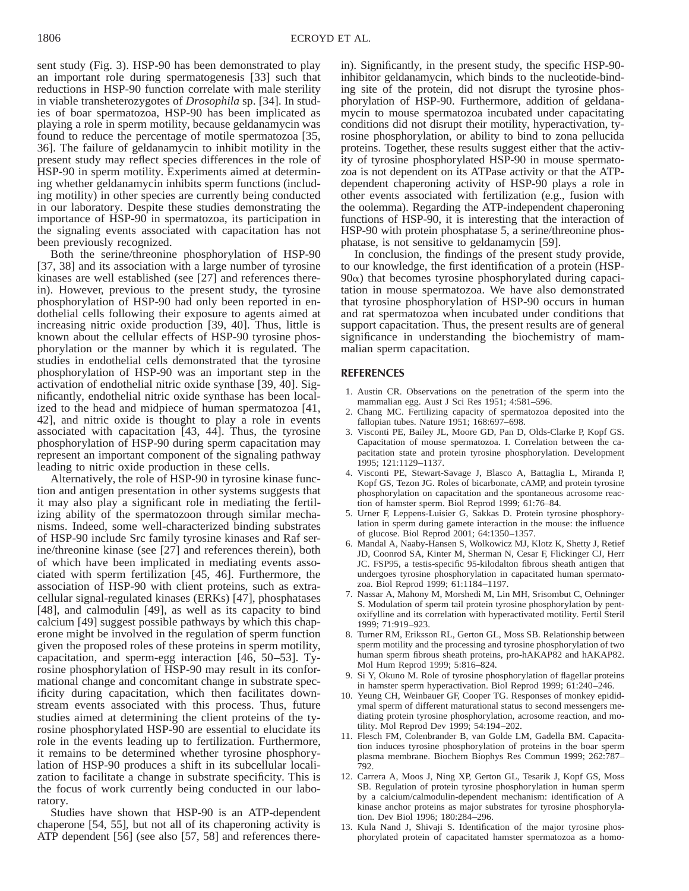sent study (Fig. 3). HSP-90 has been demonstrated to play an important role during spermatogenesis [33] such that reductions in HSP-90 function correlate with male sterility in viable transheterozygotes of *Drosophila* sp. [34]. In studies of boar spermatozoa, HSP-90 has been implicated as playing a role in sperm motility, because geldanamycin was found to reduce the percentage of motile spermatozoa [35, 36]. The failure of geldanamycin to inhibit motility in the present study may reflect species differences in the role of HSP-90 in sperm motility. Experiments aimed at determining whether geldanamycin inhibits sperm functions (including motility) in other species are currently being conducted in our laboratory. Despite these studies demonstrating the importance of HSP-90 in spermatozoa, its participation in the signaling events associated with capacitation has not been previously recognized.

Both the serine/threonine phosphorylation of HSP-90 [37, 38] and its association with a large number of tyrosine kinases are well established (see [27] and references therein). However, previous to the present study, the tyrosine phosphorylation of HSP-90 had only been reported in endothelial cells following their exposure to agents aimed at increasing nitric oxide production [39, 40]. Thus, little is known about the cellular effects of HSP-90 tyrosine phosphorylation or the manner by which it is regulated. The studies in endothelial cells demonstrated that the tyrosine phosphorylation of HSP-90 was an important step in the activation of endothelial nitric oxide synthase [39, 40]. Significantly, endothelial nitric oxide synthase has been localized to the head and midpiece of human spermatozoa [41, 42], and nitric oxide is thought to play a role in events associated with capacitation [43, 44]. Thus, the tyrosine phosphorylation of HSP-90 during sperm capacitation may represent an important component of the signaling pathway leading to nitric oxide production in these cells.

Alternatively, the role of HSP-90 in tyrosine kinase function and antigen presentation in other systems suggests that it may also play a significant role in mediating the fertilizing ability of the spermatozoon through similar mechanisms. Indeed, some well-characterized binding substrates of HSP-90 include Src family tyrosine kinases and Raf serine/threonine kinase (see [27] and references therein), both of which have been implicated in mediating events associated with sperm fertilization [45, 46]. Furthermore, the association of HSP-90 with client proteins, such as extracellular signal-regulated kinases (ERKs) [47], phosphatases [48], and calmodulin [49], as well as its capacity to bind calcium [49] suggest possible pathways by which this chaperone might be involved in the regulation of sperm function given the proposed roles of these proteins in sperm motility, capacitation, and sperm-egg interaction [46, 50–53]. Tyrosine phosphorylation of HSP-90 may result in its conformational change and concomitant change in substrate specificity during capacitation, which then facilitates downstream events associated with this process. Thus, future studies aimed at determining the client proteins of the tyrosine phosphorylated HSP-90 are essential to elucidate its role in the events leading up to fertilization. Furthermore, it remains to be determined whether tyrosine phosphorylation of HSP-90 produces a shift in its subcellular localization to facilitate a change in substrate specificity. This is the focus of work currently being conducted in our laboratory.

Studies have shown that HSP-90 is an ATP-dependent chaperone [54, 55], but not all of its chaperoning activity is ATP dependent [56] (see also [57, 58] and references therein). Significantly, in the present study, the specific HSP-90-inhibitor geldanamycin, which binds to the nucleotide-binding site of the protein, did not disrupt the tyrosine phosphorylation of HSP-90. Furthermore, addition of geldanamycin to mouse spermatozoa incubated under capacitating conditions did not disrupt their motility, hyperactivation, tyrosine phosphorylation, or ability to bind to zona pellucida proteins. Together, these results suggest either that the activity of tyrosine phosphorylated HSP-90 in mouse spermatozoa is not dependent on its ATPase activity or that the ATP-dependent chaperoning activity of HSP-90 plays a role in other events associated with fertilization (e.g., fusion with the oolemma). Regarding the ATP-independent chaperoning functions of HSP-90, it is interesting that the interaction of HSP-90 with protein phosphatase 5, a serine/threonine phosphatase, is not sensitive to geldanamycin [59].

In conclusion, the findings of the present study provide, to our knowledge, the first identification of a protein (HSP-90$\alpha$) that becomes tyrosine phosphorylated during capacitation in mouse spermatozoa. We have also demonstrated that tyrosine phosphorylation of HSP-90 occurs in human and rat spermatozoa when incubated under conditions that support capacitation. Thus, the present results are of general significance in understanding the biochemistry of mammalian sperm capacitation.

## REFERENCES

1. Austin CR. Observations on the penetration of the sperm into the mammalian egg. Aust J Sci Res 1951; 4:581–596.
2. Chang MC. Fertilizing capacity of spermatozoa deposited into the fallopian tubes. Nature 1951; 168:697–698.
3. Visconti PE, Bailey JL, Moore GD, Pan D, Olds-Clarke P, Kopf GS. Capacitation of mouse spermatozoa. I. Correlation between the capacitation state and protein tyrosine phosphorylation. Development 1995; 121:1129–1137.
4. Visconti PE, Stewart-Savage J, Blasco A, Battaglia L, Miranda P, Kopf GS, Tezon JG. Roles of bicarbonate, cAMP, and protein tyrosine phosphorylation on capacitation and the spontaneous acrosome reaction of hamster sperm. Biol Reprod 1999; 61:76–84.
5. Urner F, Leppens-Luisier G, Sakkas D. Protein tyrosine phosphorylation in sperm during gamete interaction in the mouse: the influence of glucose. Biol Reprod 2001; 64:1350–1357.
6. Mandal A, Naaby-Hansen S, Wolkowicz MJ, Klotz K, Shetty J, Retief JD, Coonrod SA, Kinter M, Sherman N, Cesar F, Flickinger CJ, Herr JC. FSP95, a testis-specific 95-kilodalton fibrous sheath antigen that undergoes tyrosine phosphorylation in capacitated human spermatozoa. Biol Reprod 1999; 61:1184–1197.
7. Nassar A, Mahony M, Morshedi M, Lin MH, Srisombut C, Oehninger S. Modulation of sperm tail protein tyrosine phosphorylation by pentoxifylline and its correlation with hyperactivated motility. Fertil Steril 1999; 71:919–923.
8. Turner RM, Eriksson RL, Gerton GL, Moss SB. Relationship between sperm motility and the processing and tyrosine phosphorylation of two human sperm fibrous sheath proteins, pro-hAKAP82 and hAKAP82. Mol Hum Reprod 1999; 5:816–824.
9. Si Y, Okuno M. Role of tyrosine phosphorylation of flagellar proteins in hamster sperm hyperactivation. Biol Reprod 1999; 61:240–246.
10. Yeung CH, Weinbauer GF, Cooper TG. Responses of monkey epididymal sperm of different maturational status to second messengers mediating protein tyrosine phosphorylation, acrosome reaction, and motility. Mol Reprod Dev 1999; 54:194–202.
11. Flesch FM, Colenbrander B, van Golde LM, Gadella BM. Capacitation induces tyrosine phosphorylation of proteins in the boar sperm plasma membrane. Biochem Biophys Res Commun 1999; 262:787–792.
12. Carrera A, Moos J, Ning XP, Gerton GL, Tesarik J, Kopf GS, Moss SB. Regulation of protein tyrosine phosphorylation in human sperm by a calcium/calmodulin-dependent mechanism: identification of A kinase anchor proteins as major substrates for tyrosine phosphorylation. Dev Biol 1996; 180:284–296.
13. Kula Nand J, Shivaji S. Identification of the major tyrosine phosphorylated protein of capacitated hamster spermatozoa as a homo-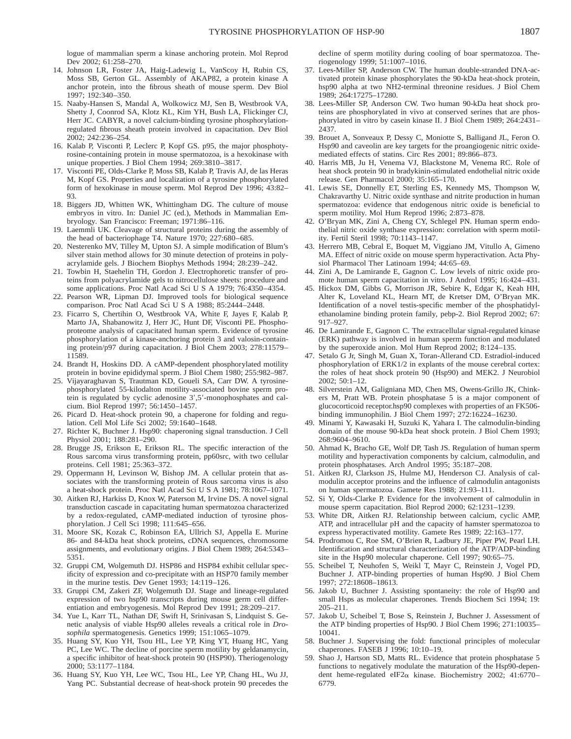logue of mammalian sperm a kinase anchoring protein. Mol Reprod Dev 2002; 61:258–270.

14. Johnson LR, Foster JA, Haig-Ladewig L, VanScoy H, Rubin CS, Moss SB, Gerton GL. Assembly of AKAP82, a protein kinase A anchor protein, into the fibrous sheath of mouse sperm. Dev Biol 1997; 192:340–350.
15. Naaby-Hansen S, Mandal A, Wolkowicz MJ, Sen B, Westbrook VA, Shetty J, Coonrod SA, Klotz KL, Kim YH, Bush LA, Flickinger CJ, Herr JC. CABYR, a novel calcium-binding tyrosine phosphorylation-regulated fibrous sheath protein involved in capacitation. Dev Biol 2002; 242:236–254.
16. Kalab P, Visconti P, Leclerc P, Kopf GS. p95, the major phosphotyrosine-containing protein in mouse spermatozoa, is a hexokinase with unique properties. J Biol Chem 1994; 269:3810–3817.
17. Visconti PE, Olds-Clarke P, Moss SB, Kalab P, Travis AJ, de las Heras M, Kopf GS. Properties and localization of a tyrosine phosphorylated form of hexokinase in mouse sperm. Mol Reprod Dev 1996; 43:82–93.
18. Biggers JD, Whitten WK, Whittingham DG. The culture of mouse embryos in vitro. In: Daniel JC (ed.), Methods in Mammalian Embryology. San Francisco: Freeman; 1971:86–116.
19. Laemmli UK. Cleavage of structural proteins during the assembly of the head of bacteriophage T4. Nature 1970; 227:680–685.
20. Nesterenko MV, Tilley M, Upton SJ. A simple modification of Blum's silver stain method allows for 30 minute detection of proteins in polyacrylamide gels. J Biochem Biophys Methods 1994; 28:239–242.
21. Towbin H, Staehelin TH, Gordon J. Electrophoretic transfer of proteins from polyacrylamide gels to nitrocellulose sheets: procedure and some applications. Proc Natl Acad Sci U S A 1979; 76:4350–4354.
22. Pearson WR, Lipman DJ. Improved tools for biological sequence comparison. Proc Natl Acad Sci U S A 1988; 85:2444–2448.
23. Ficarro S, Chertihin O, Westbrook VA, White F, Jayes F, Kalab P, Marto JA, Shabanowitz J, Herr JC, Hunt DF, Visconti PE. Phosphoproteome analysis of capacitated human sperm. Evidence of tyrosine phosphorylation of a kinase-anchoring protein 3 and valosin-containing protein/p97 during capacitation. J Biol Chem 2003; 278:11579–11589.
24. Brandt H, Hoskins DD. A cAMP-dependent phosphorylated motility protein in bovine epididymal sperm. J Biol Chem 1980; 255:982–987.
25. Vijayaraghavan S, Trautman KD, Goueli SA, Carr DW. A tyrosine-phosphorylated 55-kilodalton motility-associated bovine sperm protein is regulated by cyclic adenosine 3′,5′-monophosphates and calcium. Biol Reprod 1997; 56:1450–1457.
26. Picard D. Heat-shock protein 90, a chaperone for folding and regulation. Cell Mol Life Sci 2002; 59:1640–1648.
27. Richter K, Buchner J. Hsp90: chaperoning signal transduction. J Cell Physiol 2001; 188:281–290.
28. Brugge JS, Erikson E, Erikson RL. The specific interaction of the Rous sarcoma virus transforming protein, pp60src, with two cellular proteins. Cell 1981; 25:363–372.
29. Oppermann H, Levinson W, Bishop JM. A cellular protein that associates with the transforming protein of Rous sarcoma virus is also a heat-shock protein. Proc Natl Acad Sci U S A 1981; 78:1067–1071.
30. Aitken RJ, Harkiss D, Knox W, Paterson M, Irvine DS. A novel signal transduction cascade in capacitating human spermatozoa characterized by a redox-regulated, cAMP-mediated induction of tyrosine phosphorylation. J Cell Sci 1998; 111:645–656.
31. Moore SK, Kozak C, Robinson EA, Ullrich SJ, Appella E. Murine 86- and 84-kDa heat shock proteins, cDNA sequences, chromosome assignments, and evolutionary origins. J Biol Chem 1989; 264:5343–5351.
32. Gruppi CM, Wolgemuth DJ. HSP86 and HSP84 exhibit cellular specificity of expression and co-precipitate with an HSP70 family member in the murine testis. Dev Genet 1993; 14:119–126.
33. Gruppi CM, Zakeri ZF, Wolgemuth DJ. Stage and lineage-regulated expression of two hsp90 transcripts during mouse germ cell differentiation and embryogenesis. Mol Reprod Dev 1991; 28:209–217.
34. Yue L, Karr TL, Nathan DF, Swift H, Srinivasan S, Lindquist S. Genetic analysis of viable Hsp90 alleles reveals a critical role in *Drosophila* spermatogenesis. Genetics 1999; 151:1065–1079.
35. Huang SY, Kuo YH, Tsou HL, Lee YP, King YT, Huang HC, Yang PC, Lee WC. The decline of porcine sperm motility by geldanamycin, a specific inhibitor of heat-shock protein 90 (HSP90). Theriogenology 2000; 53:1177–1184.
36. Huang SY, Kuo YH, Lee WC, Tsou HL, Lee YP, Chang HL, Wu JJ, Yang PC. Substantial decrease of heat-shock protein 90 precedes the decline of sperm motility during cooling of boar spermatozoa. Theriogenology 1999; 51:1007–1016.
37. Lees-Miller SP, Anderson CW. The human double-stranded DNA-activated protein kinase phosphorylates the 90-kDa heat-shock protein, hsp90 alpha at two NH2-terminal threonine residues. J Biol Chem 1989; 264:17275–17280.
38. Lees-Miller SP, Anderson CW. Two human 90-kDa heat shock proteins are phosphorylated in vivo at conserved serines that are phosphorylated in vitro by casein kinase II. J Biol Chem 1989; 264:2431–2437.
39. Brouet A, Sonveaux P, Dessy C, Moniotte S, Balligand JL, Feron O. Hsp90 and caveolin are key targets for the proangiogenic nitric oxide-mediated effects of statins. Circ Res 2001; 89:866–873.
40. Harris MB, Ju H, Venema VJ, Blackstone M, Venema RC. Role of heat shock protein 90 in bradykinin-stimulated endothelial nitric oxide release. Gen Pharmacol 2000; 35:165–170.
41. Lewis SE, Donnelly ET, Sterling ES, Kennedy MS, Thompson W, Chakravarthy U. Nitric oxide synthase and nitrite production in human spermatozoa: evidence that endogenous nitric oxide is beneficial to sperm motility. Mol Hum Reprod 1996; 2:873–878.
42. O'Bryan MK, Zini A, Cheng CY, Schlegel PN. Human sperm endothelial nitric oxide synthase expression: correlation with sperm motility. Fertil Steril 1998; 70:1143–1147.
43. Herrero MB, Cebral E, Boquet M, Viggiano JM, Vitullo A, Gimeno MA. Effect of nitric oxide on mouse sperm hyperactivation. Acta Physiol Pharmacol Ther Latinoam 1994; 44:65–69.
44. Zini A, De Lamirande E, Gagnon C. Low levels of nitric oxide promote human sperm capacitation in vitro. J Androl 1995; 16:424–431.
45. Hickox DM, Gibbs G, Morrison JR, Sebire K, Edgar K, Keah HH, Alter K, Loveland KL, Hearn MT, de Kretser DM, O'Bryan MK. Identification of a novel testis-specific member of the phosphatidylethanolamine binding protein family, pebp-2. Biol Reprod 2002; 67:917–927.
46. De Lamirande E, Gagnon C. The extracellular signal-regulated kinase (ERK) pathway is involved in human sperm function and modulated by the superoxide anion. Mol Hum Reprod 2002; 8:124–135.
47. Setalo G Jr, Singh M, Guan X, Toran-Allerand CD. Estradiol-induced phosphorylation of ERK1/2 in explants of the mouse cerebral cortex: the roles of heat shock protein 90 (Hsp90) and MEK2. J Neurobiol 2002; 50:1–12.
48. Silverstein AM, Galigniana MD, Chen MS, Owens-Grillo JK, Chinkers M, Pratt WB. Protein phosphatase 5 is a major component of glucocorticoid receptor.hsp90 complexes with properties of an FK506-binding immunophilin. J Biol Chem 1997; 272:16224–16230.
49. Minami Y, Kawasaki H, Suzuki K, Yahara I. The calmodulin-binding domain of the mouse 90-kDa heat shock protein. J Biol Chem 1993; 268:9604–9610.
50. Ahmad K, Bracho GE, Wolf DP, Tash JS. Regulation of human sperm motility and hyperactivation components by calcium, calmodulin, and protein phosphatases. Arch Androl 1995; 35:187–208.
51. Aitken RJ, Clarkson JS, Hulme MJ, Henderson CJ. Analysis of calmodulin acceptor proteins and the influence of calmodulin antagonists on human spermatozoa. Gamete Res 1988; 21:93–111.
52. Si Y, Olds-Clarke P. Evidence for the involvement of calmodulin in mouse sperm capacitation. Biol Reprod 2000; 62:1231–1239.
53. White DR, Aitken RJ. Relationship between calcium, cyclic AMP, ATP, and intracellular pH and the capacity of hamster spermatozoa to express hyperactivated motility. Gamete Res 1989; 22:163–177.
54. Prodromou C, Roe SM, O'Brien R, Ladbury JE, Piper PW, Pearl LH. Identification and structural characterization of the ATP/ADP-binding site in the Hsp90 molecular chaperone. Cell 1997; 90:65–75.
55. Scheibel T, Neuhofen S, Weikl T, Mayr C, Reinstein J, Vogel PD, Buchner J. ATP-binding properties of human Hsp90. J Biol Chem 1997; 272:18608–18613.
56. Jakob U, Buchner J. Assisting spontaneity: the role of Hsp90 and small Hsps as molecular chaperones. Trends Biochem Sci 1994; 19:205–211.
57. Jakob U, Scheibel T, Bose S, Reinstein J, Buchner J. Assessment of the ATP binding properties of Hsp90. J Biol Chem 1996; 271:10035–10041.
58. Buchner J. Supervising the fold: functional principles of molecular chaperones. FASEB J 1996; 10:10–19.
59. Shao J, Hartson SD, Matts RL. Evidence that protein phosphatase 5 functions to negatively modulate the maturation of the Hsp90-dependent heme-regulated eIF2$\alpha$ kinase. Biochemistry 2002; 41:6770–6779.